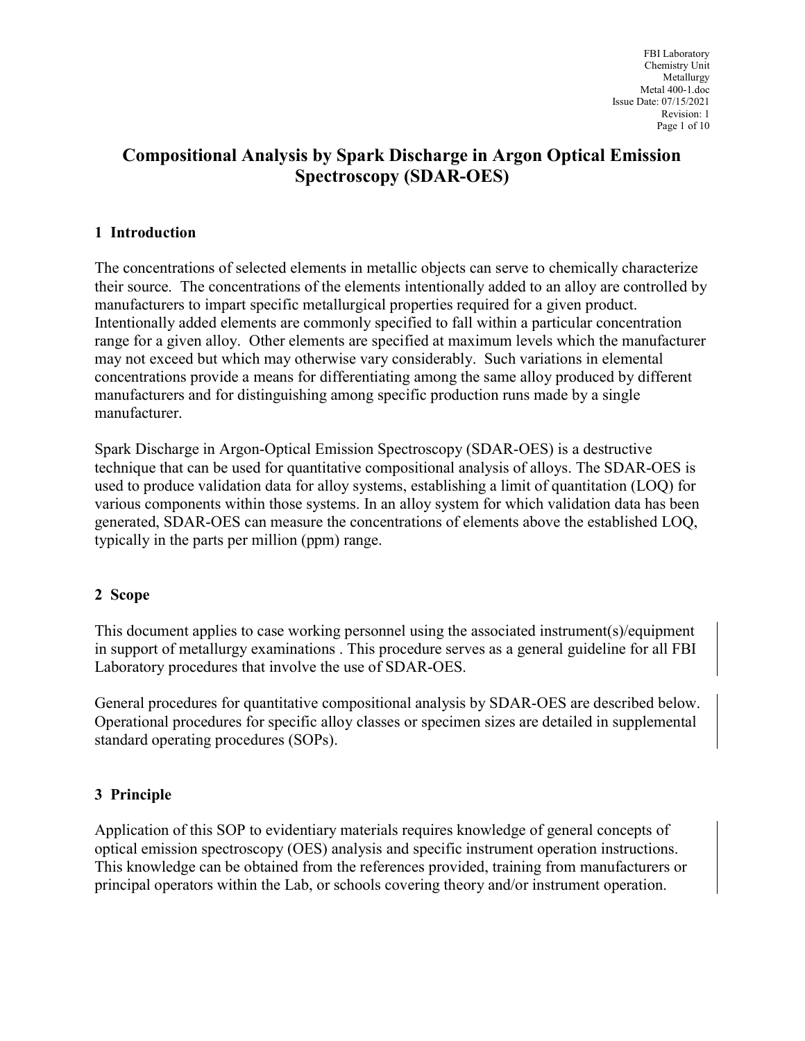# Compositional Analysis by Spark Discharge in Argon Optical Emission Spectroscopy (SDAR-OES)

## 1 Introduction

The concentrations of selected elements in metallic objects can serve to chemically characterize their source. The concentrations of the elements intentionally added to an alloy are controlled by manufacturers to impart specific metallurgical properties required for a given product. Intentionally added elements are commonly specified to fall within a particular concentration range for a given alloy. Other elements are specified at maximum levels which the manufacturer may not exceed but which may otherwise vary considerably. Such variations in elemental concentrations provide a means for differentiating among the same alloy produced by different manufacturers and for distinguishing among specific production runs made by a single manufacturer.

Spark Discharge in Argon-Optical Emission Spectroscopy (SDAR-OES) is a destructive technique that can be used for quantitative compositional analysis of alloys. The SDAR-OES is used to produce validation data for alloy systems, establishing a limit of quantitation (LOQ) for various components within those systems. In an alloy system for which validation data has been generated, SDAR-OES can measure the concentrations of elements above the established LOQ, typically in the parts per million (ppm) range.

## 2 Scope

This document applies to case working personnel using the associated instrument(s)/equipment in support of metallurgy examinations . This procedure serves as a general guideline for all FBI Laboratory procedures that involve the use of SDAR-OES.

General procedures for quantitative compositional analysis by SDAR-OES are described below. Operational procedures for specific alloy classes or specimen sizes are detailed in supplemental standard operating procedures (SOPs).

## 3 Principle

Application of this SOP to evidentiary materials requires knowledge of general concepts of optical emission spectroscopy (OES) analysis and specific instrument operation instructions. This knowledge can be obtained from the references provided, training from manufacturers or principal operators within the Lab, or schools covering theory and/or instrument operation.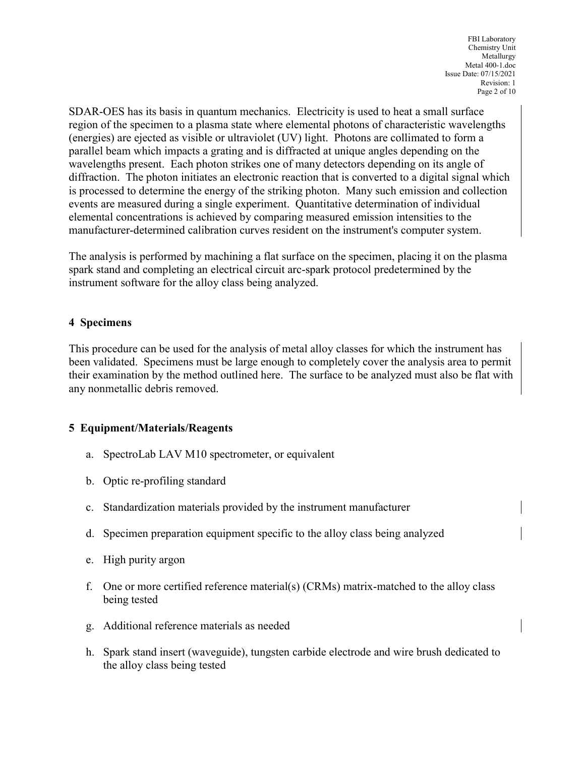SDAR-OES has its basis in quantum mechanics. Electricity is used to heat a small surface region of the specimen to a plasma state where elemental photons of characteristic wavelengths (energies) are ejected as visible or ultraviolet (UV) light. Photons are collimated to form a parallel beam which impacts a grating and is diffracted at unique angles depending on the wavelengths present. Each photon strikes one of many detectors depending on its angle of diffraction. The photon initiates an electronic reaction that is converted to a digital signal which is processed to determine the energy of the striking photon. Many such emission and collection events are measured during a single experiment. Quantitative determination of individual elemental concentrations is achieved by comparing measured emission intensities to the manufacturer-determined calibration curves resident on the instrument's computer system.

The analysis is performed by machining a flat surface on the specimen, placing it on the plasma spark stand and completing an electrical circuit arc-spark protocol predetermined by the instrument software for the alloy class being analyzed.

## 4 Specimens

This procedure can be used for the analysis of metal alloy classes for which the instrument has been validated. Specimens must be large enough to completely cover the analysis area to permit their examination by the method outlined here. The surface to be analyzed must also be flat with any nonmetallic debris removed.

## 5 Equipment/Materials/Reagents

a. SpectroLab LAV M10 spectrometer, or equivalent

b. Optic re-profiling standard

c. Standardization materials provided by the instrument manufacturer

d. Specimen preparation equipment specific to the alloy class being analyzed

e. High purity argon

f. One or more certified reference material(s) (CRMs) matrix-matched to the alloy class being tested

g. Additional reference materials as needed

h. Spark stand insert (waveguide), tungsten carbide electrode and wire brush dedicated to the alloy class being tested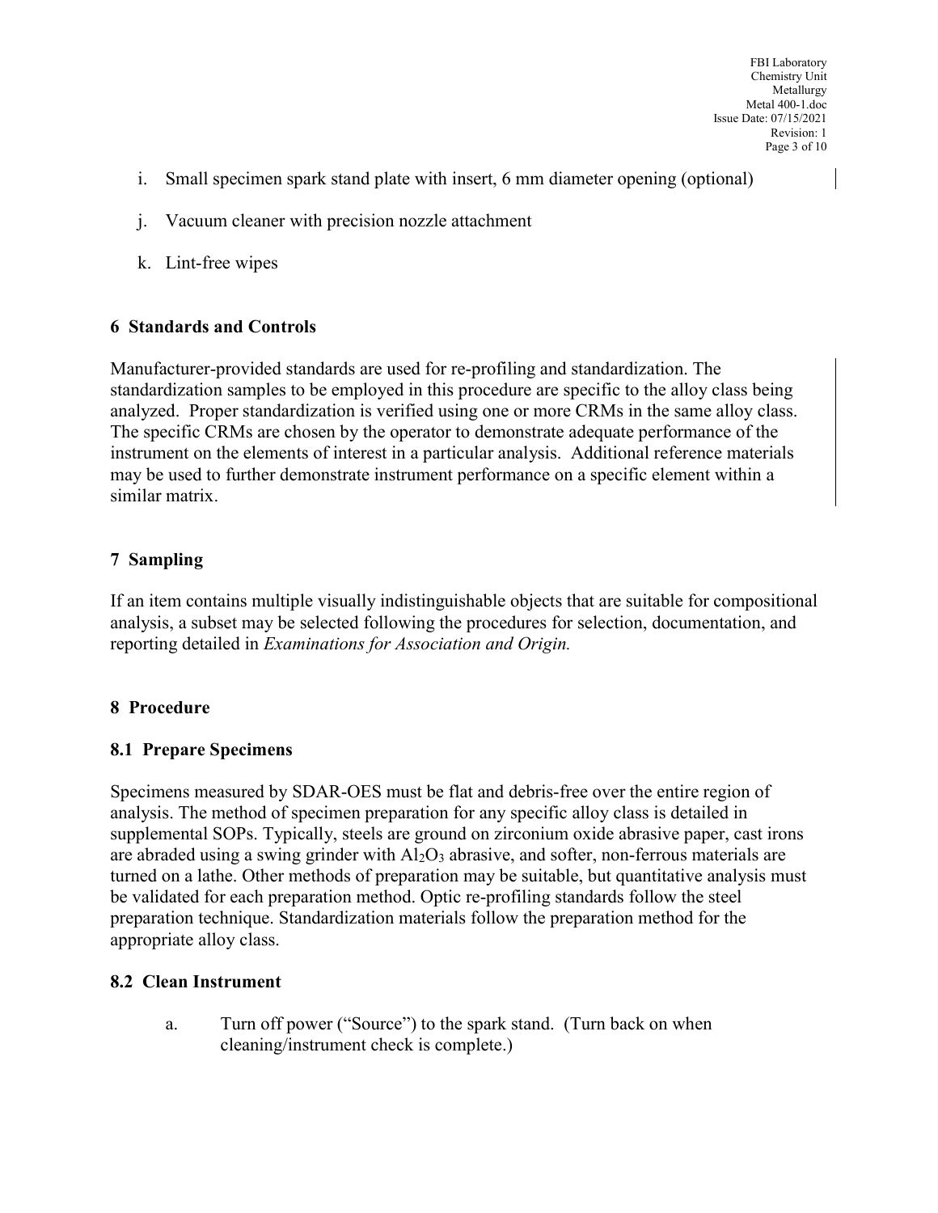i. Small specimen spark stand plate with insert, 6 mm diameter opening (optional)

j. Vacuum cleaner with precision nozzle attachment

k. Lint-free wipes

## 6 Standards and Controls

Manufacturer-provided standards are used for re-profiling and standardization. The standardization samples to be employed in this procedure are specific to the alloy class being analyzed. Proper standardization is verified using one or more CRMs in the same alloy class. The specific CRMs are chosen by the operator to demonstrate adequate performance of the instrument on the elements of interest in a particular analysis. Additional reference materials may be used to further demonstrate instrument performance on a specific element within a similar matrix.

## 7 Sampling

If an item contains multiple visually indistinguishable objects that are suitable for compositional analysis, a subset may be selected following the procedures for selection, documentation, and reporting detailed in *Examinations for Association and Origin.*

## 8 Procedure

### 8.1 Prepare Specimens

Specimens measured by SDAR-OES must be flat and debris-free over the entire region of analysis. The method of specimen preparation for any specific alloy class is detailed in supplemental SOPs. Typically, steels are ground on zirconium oxide abrasive paper, cast irons are abraded using a swing grinder with $Al_2O_3$ abrasive, and softer, non-ferrous materials are turned on a lathe. Other methods of preparation may be suitable, but quantitative analysis must be validated for each preparation method. Optic re-profiling standards follow the steel preparation technique. Standardization materials follow the preparation method for the appropriate alloy class.

### 8.2 Clean Instrument

a. Turn off power ("Source") to the spark stand. (Turn back on when cleaning/instrument check is complete.)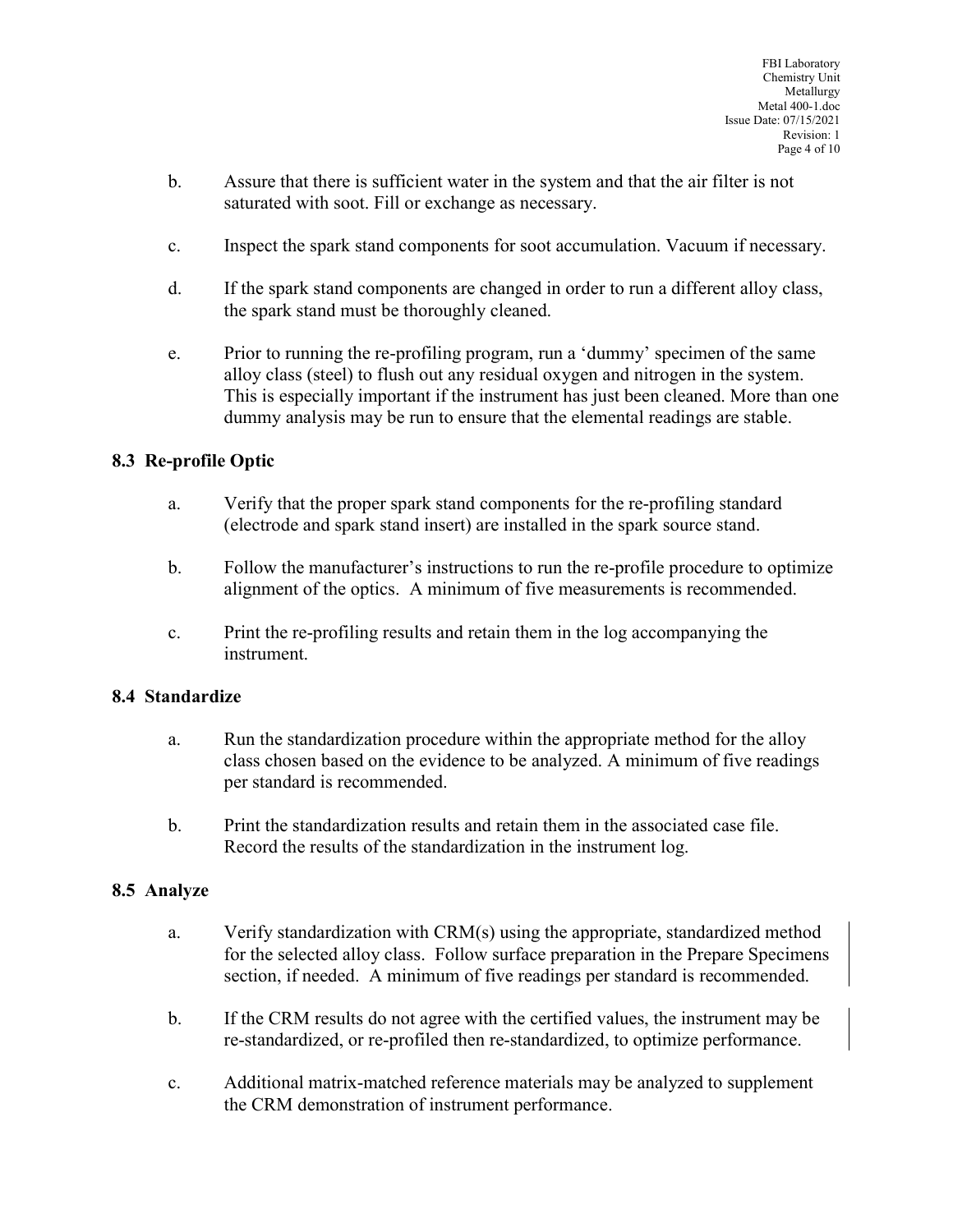b. Assure that there is sufficient water in the system and that the air filter is not saturated with soot. Fill or exchange as necessary.

c. Inspect the spark stand components for soot accumulation. Vacuum if necessary.

d. If the spark stand components are changed in order to run a different alloy class, the spark stand must be thoroughly cleaned.

e. Prior to running the re-profiling program, run a 'dummy' specimen of the same alloy class (steel) to flush out any residual oxygen and nitrogen in the system. This is especially important if the instrument has just been cleaned. More than one dummy analysis may be run to ensure that the elemental readings are stable.

### 8.3 Re-profile Optic

a. Verify that the proper spark stand components for the re-profiling standard (electrode and spark stand insert) are installed in the spark source stand.

b. Follow the manufacturer's instructions to run the re-profile procedure to optimize alignment of the optics. A minimum of five measurements is recommended.

c. Print the re-profiling results and retain them in the log accompanying the instrument.

### 8.4 Standardize

a. Run the standardization procedure within the appropriate method for the alloy class chosen based on the evidence to be analyzed. A minimum of five readings per standard is recommended.

b. Print the standardization results and retain them in the associated case file. Record the results of the standardization in the instrument log.

### 8.5 Analyze

a. Verify standardization with CRM(s) using the appropriate, standardized method for the selected alloy class. Follow surface preparation in the Prepare Specimens section, if needed. A minimum of five readings per standard is recommended.

b. If the CRM results do not agree with the certified values, the instrument may be re-standardized, or re-profiled then re-standardized, to optimize performance.

c. Additional matrix-matched reference materials may be analyzed to supplement the CRM demonstration of instrument performance.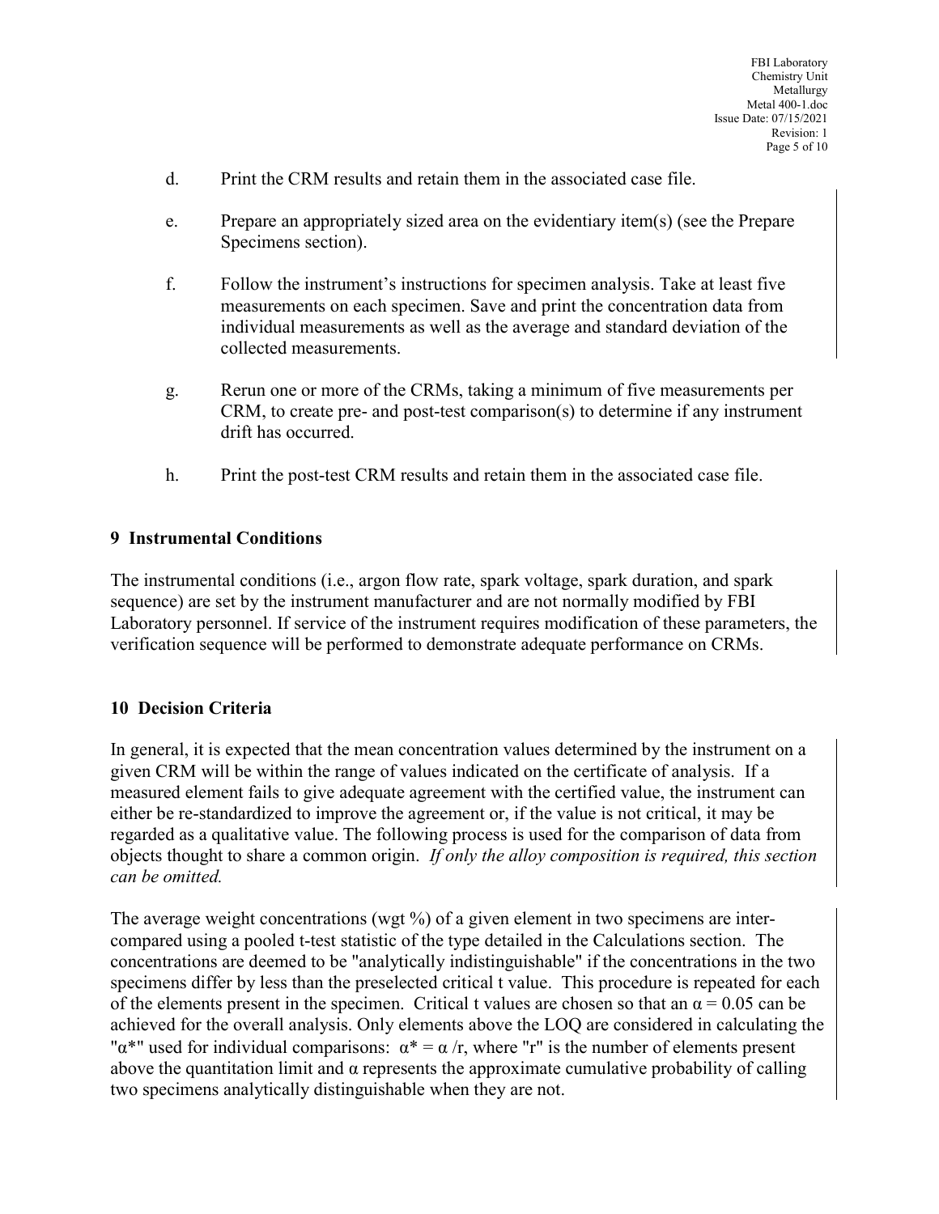d. Print the CRM results and retain them in the associated case file.

e. Prepare an appropriately sized area on the evidentiary item(s) (see the Prepare Specimens section).

f. Follow the instrument's instructions for specimen analysis. Take at least five measurements on each specimen. Save and print the concentration data from individual measurements as well as the average and standard deviation of the collected measurements.

g. Rerun one or more of the CRMs, taking a minimum of five measurements per CRM, to create pre- and post-test comparison(s) to determine if any instrument drift has occurred.

h. Print the post-test CRM results and retain them in the associated case file.

## 9 Instrumental Conditions

The instrumental conditions (i.e., argon flow rate, spark voltage, spark duration, and spark sequence) are set by the instrument manufacturer and are not normally modified by FBI Laboratory personnel. If service of the instrument requires modification of these parameters, the verification sequence will be performed to demonstrate adequate performance on CRMs.

## 10 Decision Criteria

In general, it is expected that the mean concentration values determined by the instrument on a given CRM will be within the range of values indicated on the certificate of analysis. If a measured element fails to give adequate agreement with the certified value, the instrument can either be re-standardized to improve the agreement or, if the value is not critical, it may be regarded as a qualitative value. The following process is used for the comparison of data from objects thought to share a common origin. *If only the alloy composition is required, this section can be omitted.*

The average weight concentrations (wgt %) of a given element in two specimens are inter-compared using a pooled t-test statistic of the type detailed in the Calculations section. The concentrations are deemed to be "analytically indistinguishable" if the concentrations in the two specimens differ by less than the preselected critical t value. This procedure is repeated for each of the elements present in the specimen. Critical t values are chosen so that an $\alpha = 0.05$ can be achieved for the overall analysis. Only elements above the LOQ are considered in calculating the "$\alpha^*$" used for individual comparisons: $\alpha^* = \alpha / r$, where "r" is the number of elements present above the quantitation limit and $\alpha$ represents the approximate cumulative probability of calling two specimens analytically distinguishable when they are not.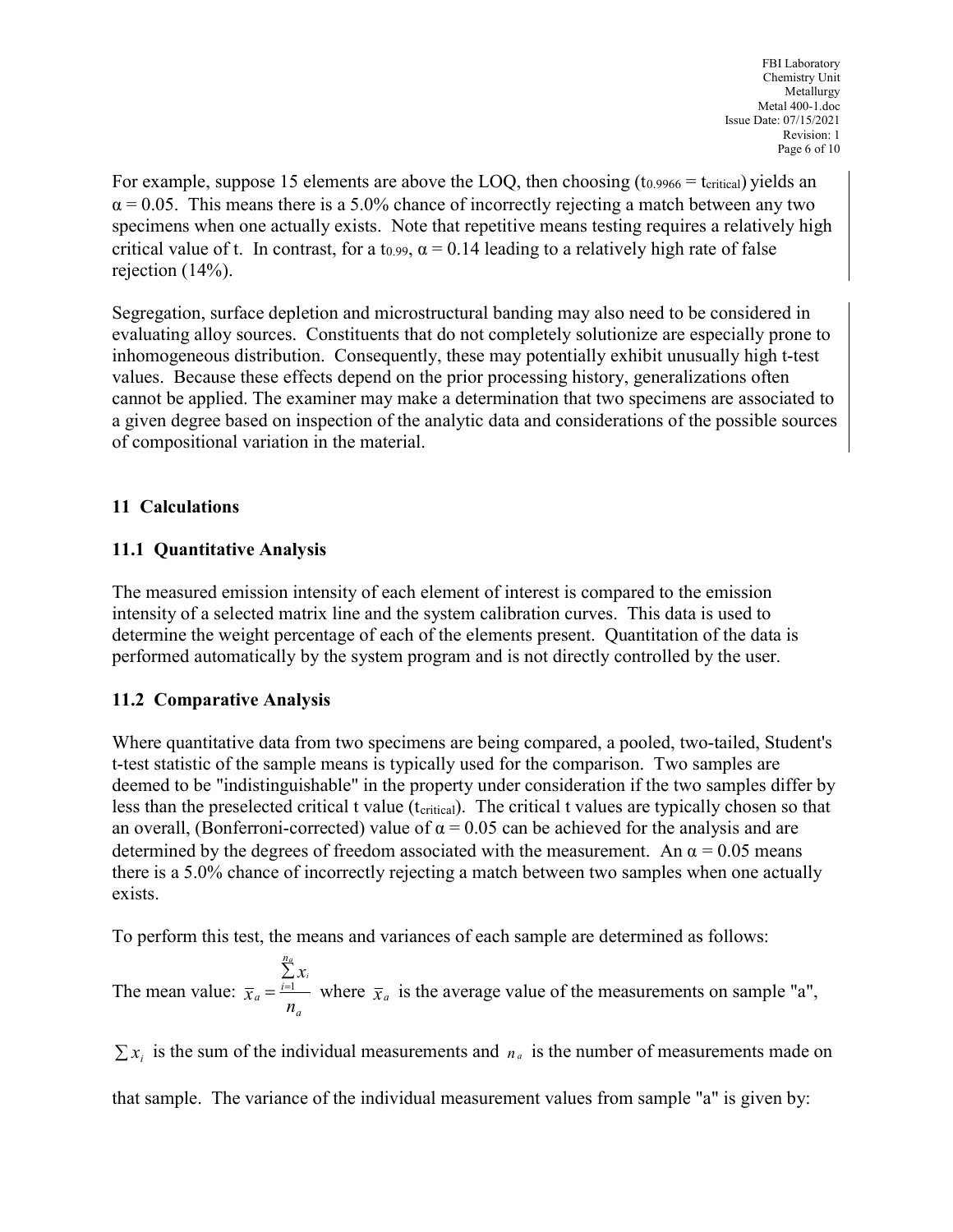For example, suppose 15 elements are above the LOQ, then choosing ($t_{0.9966} = t_{critical}$) yields an $\alpha = 0.05$. This means there is a 5.0% chance of incorrectly rejecting a match between any two specimens when one actually exists. Note that repetitive means testing requires a relatively high critical value of t. In contrast, for a $t_{0.99}$, $\alpha = 0.14$ leading to a relatively high rate of false rejection (14%).

Segregation, surface depletion and microstructural banding may also need to be considered in evaluating alloy sources. Constituents that do not completely solutionize are especially prone to inhomogeneous distribution. Consequently, these may potentially exhibit unusually high t-test values. Because these effects depend on the prior processing history, generalizations often cannot be applied. The examiner may make a determination that two specimens are associated to a given degree based on inspection of the analytic data and considerations of the possible sources of compositional variation in the material.

## 11 Calculations

### 11.1 Quantitative Analysis

The measured emission intensity of each element of interest is compared to the emission intensity of a selected matrix line and the system calibration curves. This data is used to determine the weight percentage of each of the elements present. Quantitation of the data is performed automatically by the system program and is not directly controlled by the user.

### 11.2 Comparative Analysis

Where quantitative data from two specimens are being compared, a pooled, two-tailed, Student's t-test statistic of the sample means is typically used for the comparison. Two samples are deemed to be "indistinguishable" in the property under consideration if the two samples differ by less than the preselected critical t value ($t_{critical}$). The critical t values are typically chosen so that an overall, (Bonferroni-corrected) value of $\alpha = 0.05$ can be achieved for the analysis and are determined by the degrees of freedom associated with the measurement. An $\alpha = 0.05$ means there is a 5.0% chance of incorrectly rejecting a match between two samples when one actually exists.

To perform this test, the means and variances of each sample are determined as follows:

The mean value: $\bar{x}_a = \frac{\sum_{i=1}^{n_a} x_i}{n_a}$ where $\bar{x}_a$ is the average value of the measurements on sample "a", $\sum x_i$ is the sum of the individual measurements and $n_a$ is the number of measurements made on that sample. The variance of the individual measurement values from sample "a" is given by: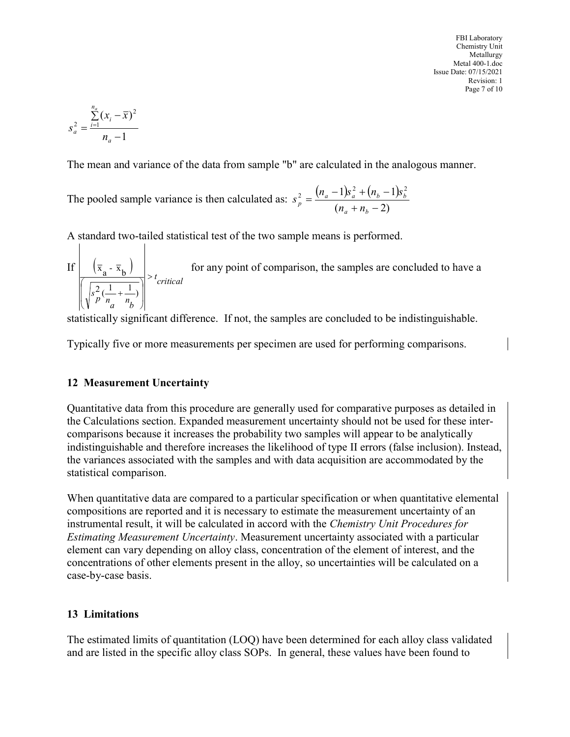$$s_a^2 = \frac{\sum_{i=1}^{n_a}(x_i - \overline{x})^2}{n_a - 1}$$

The mean and variance of the data from sample "b" are calculated in the analogous manner.

The pooled sample variance is then calculated as: $s_p^2 = \frac{(n_a - 1)s_a^2 + (n_b - 1)s_b^2}{(n_a + n_b - 2)}$

A standard two-tailed statistical test of the two sample means is performed.

If $\left| \frac{\left(\overline{x}_a - \overline{x}_b\right)}{\left(\sqrt{s_p^2\left(\frac{1}{n_a} + \frac{1}{n_b}\right)}\right)} \right| > t_{critical}$ for any point of comparison, the samples are concluded to have a statistically significant difference. If not, the samples are concluded to be indistinguishable.

Typically five or more measurements per specimen are used for performing comparisons.

## 12 Measurement Uncertainty

Quantitative data from this procedure are generally used for comparative purposes as detailed in the Calculations section. Expanded measurement uncertainty should not be used for these inter-comparisons because it increases the probability two samples will appear to be analytically indistinguishable and therefore increases the likelihood of type II errors (false inclusion). Instead, the variances associated with the samples and with data acquisition are accommodated by the statistical comparison.

When quantitative data are compared to a particular specification or when quantitative elemental compositions are reported and it is necessary to estimate the measurement uncertainty of an instrumental result, it will be calculated in accord with the *Chemistry Unit Procedures for Estimating Measurement Uncertainty*. Measurement uncertainty associated with a particular element can vary depending on alloy class, concentration of the element of interest, and the concentrations of other elements present in the alloy, so uncertainties will be calculated on a case-by-case basis.

## 13 Limitations

The estimated limits of quantitation (LOQ) have been determined for each alloy class validated and are listed in the specific alloy class SOPs. In general, these values have been found to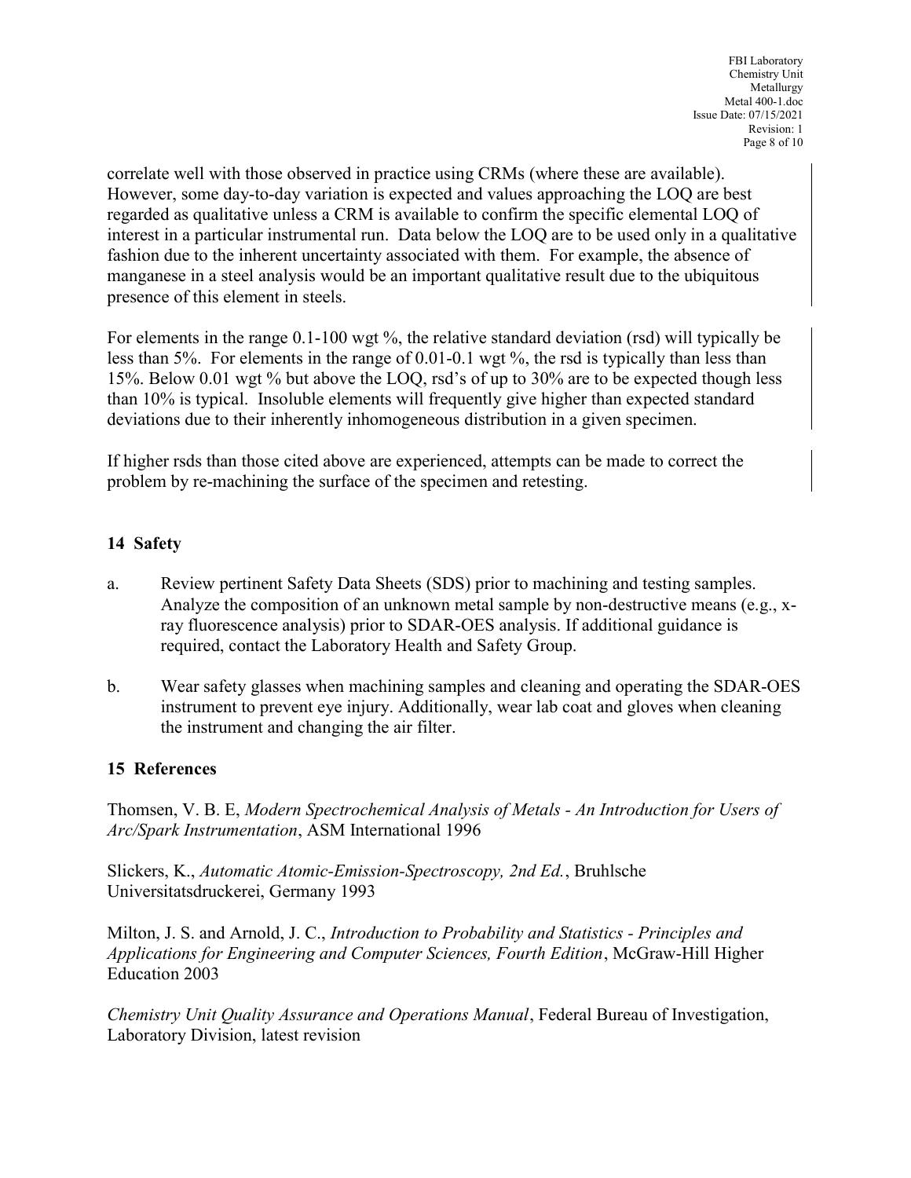correlate well with those observed in practice using CRMs (where these are available). However, some day-to-day variation is expected and values approaching the LOQ are best regarded as qualitative unless a CRM is available to confirm the specific elemental LOQ of interest in a particular instrumental run. Data below the LOQ are to be used only in a qualitative fashion due to the inherent uncertainty associated with them. For example, the absence of manganese in a steel analysis would be an important qualitative result due to the ubiquitous presence of this element in steels.

For elements in the range 0.1-100 wgt %, the relative standard deviation (rsd) will typically be less than 5%. For elements in the range of 0.01-0.1 wgt %, the rsd is typically than less than 15%. Below 0.01 wgt % but above the LOQ, rsd's of up to 30% are to be expected though less than 10% is typical. Insoluble elements will frequently give higher than expected standard deviations due to their inherently inhomogeneous distribution in a given specimen.

If higher rsds than those cited above are experienced, attempts can be made to correct the problem by re-machining the surface of the specimen and retesting.

## 14 Safety

a. Review pertinent Safety Data Sheets (SDS) prior to machining and testing samples. Analyze the composition of an unknown metal sample by non-destructive means (e.g., x-ray fluorescence analysis) prior to SDAR-OES analysis. If additional guidance is required, contact the Laboratory Health and Safety Group.

b. Wear safety glasses when machining samples and cleaning and operating the SDAR-OES instrument to prevent eye injury. Additionally, wear lab coat and gloves when cleaning the instrument and changing the air filter.

## 15 References

Thomsen, V. B. E, *Modern Spectrochemical Analysis of Metals - An Introduction for Users of Arc/Spark Instrumentation*, ASM International 1996

Slickers, K., *Automatic Atomic-Emission-Spectroscopy, 2nd Ed.*, Bruhlsche Universitatsdruckerei, Germany 1993

Milton, J. S. and Arnold, J. C., *Introduction to Probability and Statistics - Principles and Applications for Engineering and Computer Sciences, Fourth Edition*, McGraw-Hill Higher Education 2003

*Chemistry Unit Quality Assurance and Operations Manual*, Federal Bureau of Investigation, Laboratory Division, latest revision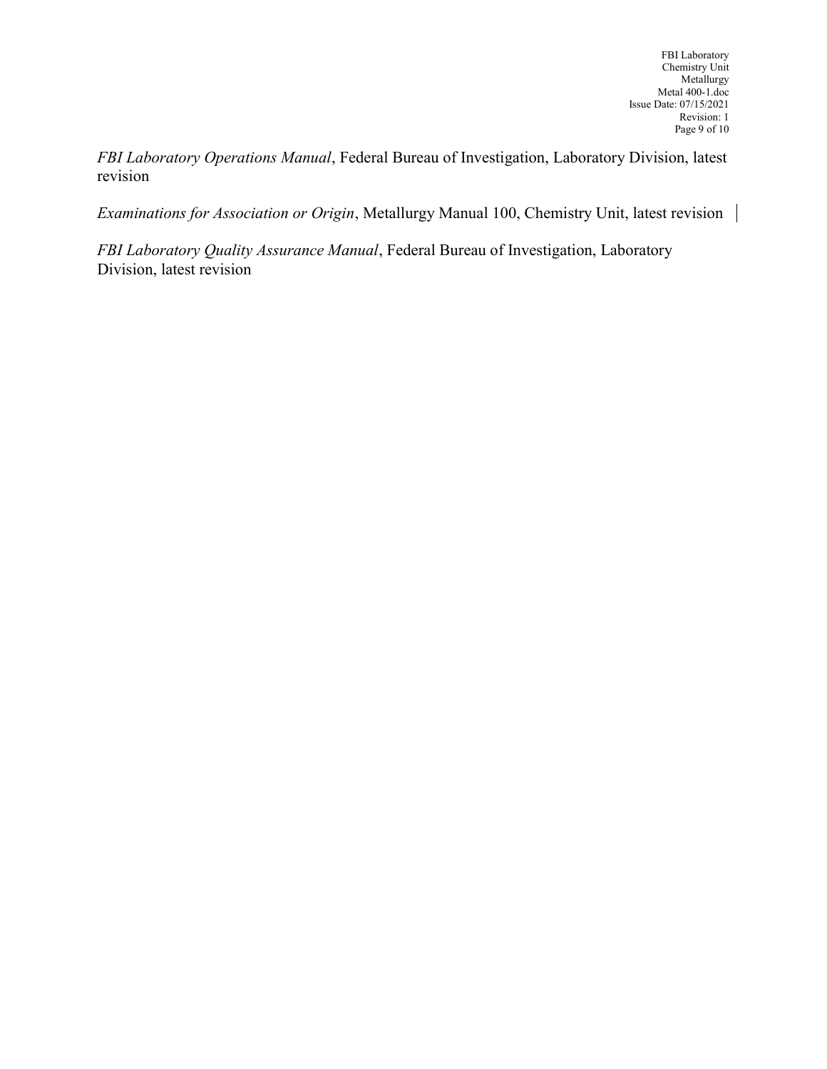*FBI Laboratory Operations Manual*, Federal Bureau of Investigation, Laboratory Division, latest revision

*Examinations for Association or Origin*, Metallurgy Manual 100, Chemistry Unit, latest revision

*FBI Laboratory Quality Assurance Manual*, Federal Bureau of Investigation, Laboratory Division, latest revision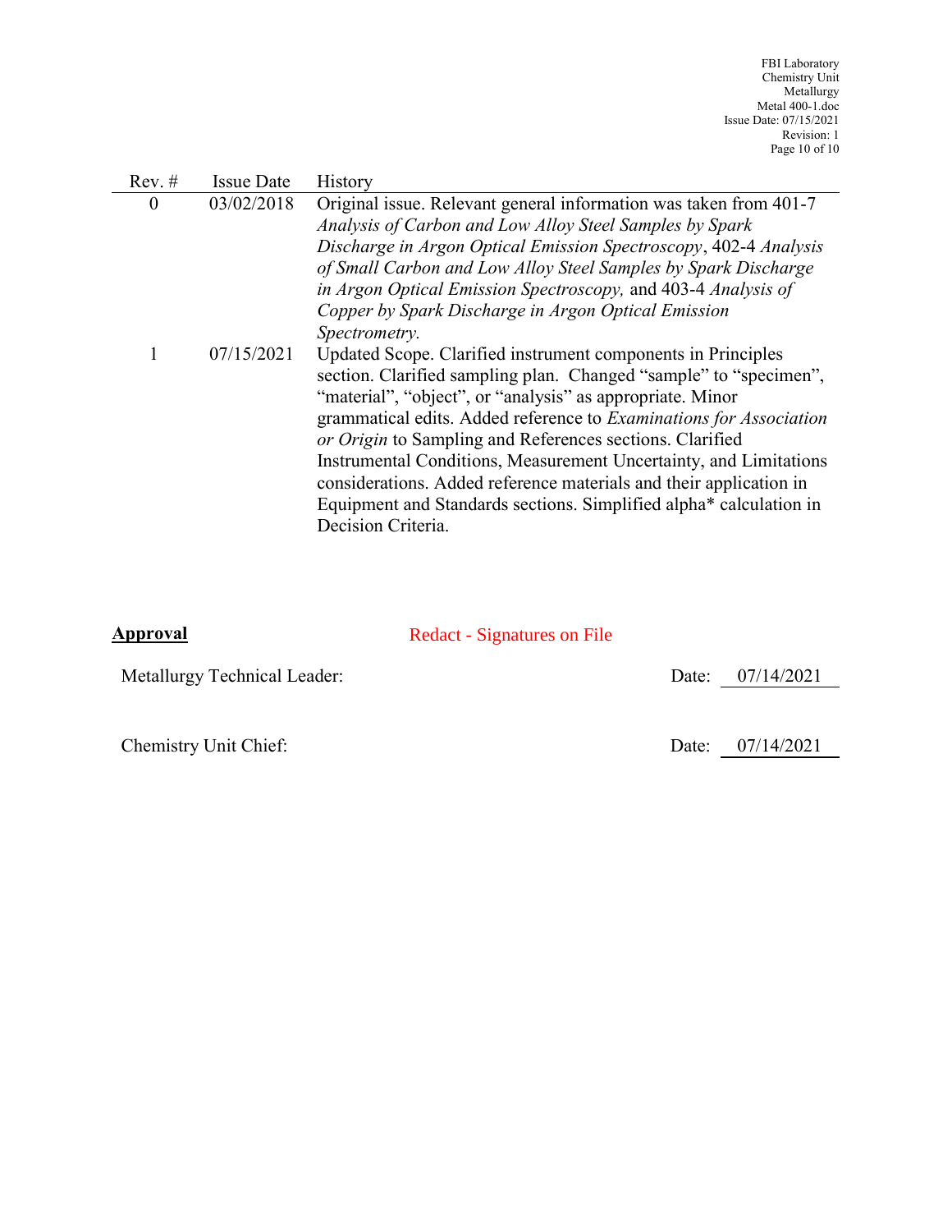| Rev. # | Issue Date | History |
|---|---|---|
| 0 | 03/02/2018 | Original issue. Relevant general information was taken from 401-7 *Analysis of Carbon and Low Alloy Steel Samples by Spark Discharge in Argon Optical Emission Spectroscopy*, 402-4 *Analysis of Small Carbon and Low Alloy Steel Samples by Spark Discharge in Argon Optical Emission Spectroscopy,* and 403-4 *Analysis of Copper by Spark Discharge in Argon Optical Emission Spectrometry.* |
| 1 | 07/15/2021 | Updated Scope. Clarified instrument components in Principles section. Clarified sampling plan. Changed "sample" to "specimen", "material", "object", or "analysis" as appropriate. Minor grammatical edits. Added reference to *Examinations for Association or Origin* to Sampling and References sections. Clarified Instrumental Conditions, Measurement Uncertainty, and Limitations considerations. Added reference materials and their application in Equipment and Standards sections. Simplified alpha* calculation in Decision Criteria. |

**Approval**

Redact - Signatures on File

Metallurgy Technical Leader: Date: 07/14/2021

Chemistry Unit Chief: Date: 07/14/2021